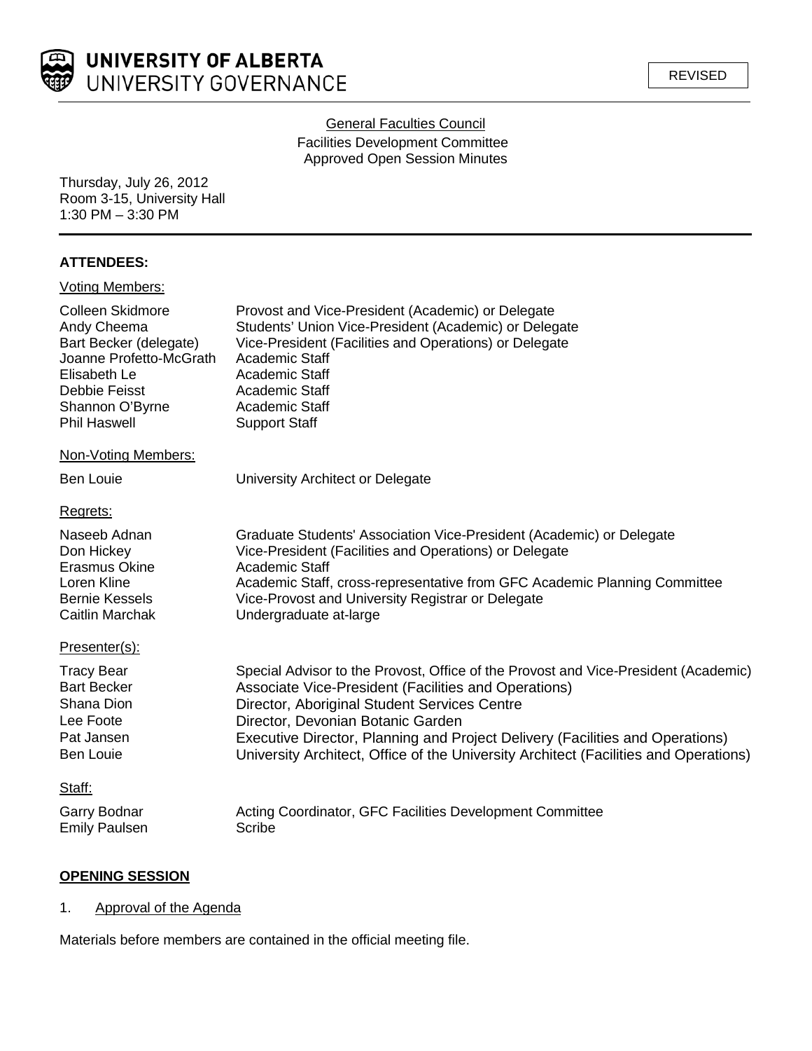UNIVERSITY OF ALBERTA
UNIVERSITY GOVERNANCE

REVISED

General Faculties Council
Facilities Development Committee
Approved Open Session Minutes

Thursday, July 26, 2012
Room 3-15, University Hall
1:30 PM – 3:30 PM

**ATTENDEES:**

Voting Members:

| | |
|---|---|
| Colleen Skidmore | Provost and Vice-President (Academic) or Delegate |
| Andy Cheema | Students' Union Vice-President (Academic) or Delegate |
| Bart Becker (delegate) | Vice-President (Facilities and Operations) or Delegate |
| Joanne Profetto-McGrath | Academic Staff |
| Elisabeth Le | Academic Staff |
| Debbie Feisst | Academic Staff |
| Shannon O'Byrne | Academic Staff |
| Phil Haswell | Support Staff |

Non-Voting Members:

| | |
|---|---|
| Ben Louie | University Architect or Delegate |

Regrets:

| | |
|---|---|
| Naseeb Adnan | Graduate Students' Association Vice-President (Academic) or Delegate |
| Don Hickey | Vice-President (Facilities and Operations) or Delegate |
| Erasmus Okine | Academic Staff |
| Loren Kline | Academic Staff, cross-representative from GFC Academic Planning Committee |
| Bernie Kessels | Vice-Provost and University Registrar or Delegate |
| Caitlin Marchak | Undergraduate at-large |

Presenter(s):

| | |
|---|---|
| Tracy Bear | Special Advisor to the Provost, Office of the Provost and Vice-President (Academic) |
| Bart Becker | Associate Vice-President (Facilities and Operations) |
| Shana Dion | Director, Aboriginal Student Services Centre |
| Lee Foote | Director, Devonian Botanic Garden |
| Pat Jansen | Executive Director, Planning and Project Delivery (Facilities and Operations) |
| Ben Louie | University Architect, Office of the University Architect (Facilities and Operations) |

Staff:

| | |
|---|---|
| Garry Bodnar | Acting Coordinator, GFC Facilities Development Committee |
| Emily Paulsen | Scribe |

**OPENING SESSION**

1. Approval of the Agenda

Materials before members are contained in the official meeting file.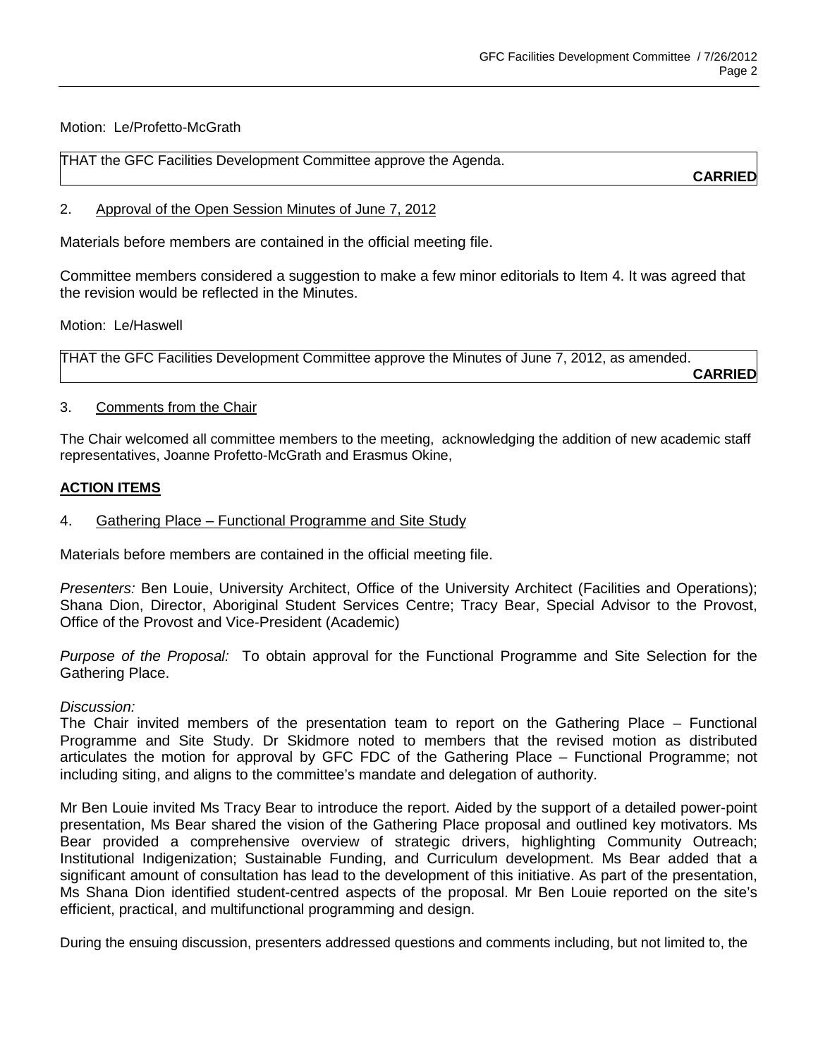Motion: Le/Profetto-McGrath

THAT the GFC Facilities Development Committee approve the Agenda.

**CARRIED**

2. Approval of the Open Session Minutes of June 7, 2012

Materials before members are contained in the official meeting file.

Committee members considered a suggestion to make a few minor editorials to Item 4. It was agreed that the revision would be reflected in the Minutes.

Motion: Le/Haswell

THAT the GFC Facilities Development Committee approve the Minutes of June 7, 2012, as amended.

**CARRIED**

3. Comments from the Chair

The Chair welcomed all committee members to the meeting, acknowledging the addition of new academic staff representatives, Joanne Profetto-McGrath and Erasmus Okine,

**ACTION ITEMS**

4. Gathering Place – Functional Programme and Site Study

Materials before members are contained in the official meeting file.

*Presenters:* Ben Louie, University Architect, Office of the University Architect (Facilities and Operations); Shana Dion, Director, Aboriginal Student Services Centre; Tracy Bear, Special Advisor to the Provost, Office of the Provost and Vice-President (Academic)

*Purpose of the Proposal:* To obtain approval for the Functional Programme and Site Selection for the Gathering Place.

*Discussion:*

The Chair invited members of the presentation team to report on the Gathering Place – Functional Programme and Site Study. Dr Skidmore noted to members that the revised motion as distributed articulates the motion for approval by GFC FDC of the Gathering Place – Functional Programme; not including siting, and aligns to the committee's mandate and delegation of authority.

Mr Ben Louie invited Ms Tracy Bear to introduce the report. Aided by the support of a detailed power-point presentation, Ms Bear shared the vision of the Gathering Place proposal and outlined key motivators. Ms Bear provided a comprehensive overview of strategic drivers, highlighting Community Outreach; Institutional Indigenization; Sustainable Funding, and Curriculum development. Ms Bear added that a significant amount of consultation has lead to the development of this initiative. As part of the presentation, Ms Shana Dion identified student-centred aspects of the proposal. Mr Ben Louie reported on the site's efficient, practical, and multifunctional programming and design.

During the ensuing discussion, presenters addressed questions and comments including, but not limited to, the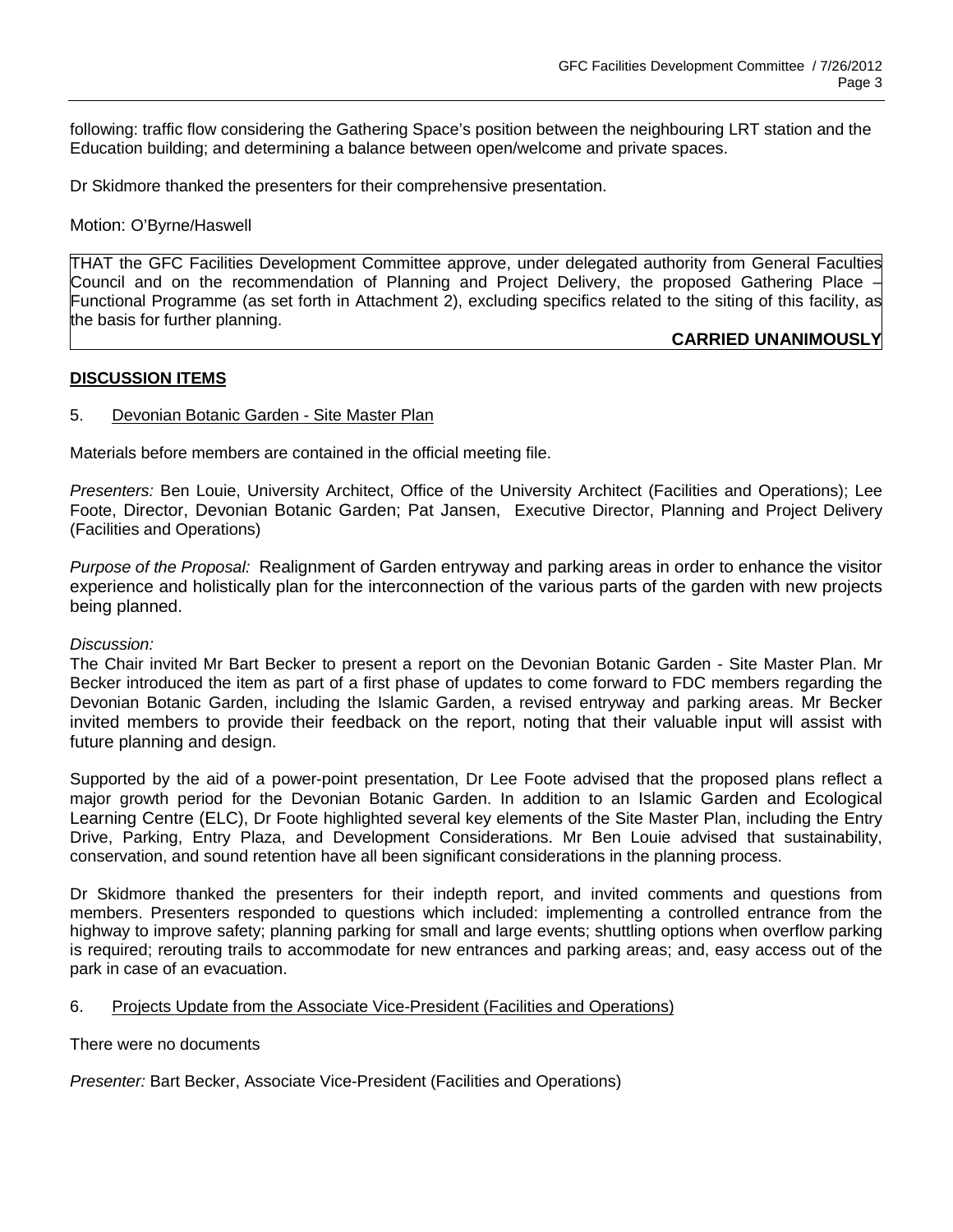following: traffic flow considering the Gathering Space's position between the neighbouring LRT station and the Education building; and determining a balance between open/welcome and private spaces.

Dr Skidmore thanked the presenters for their comprehensive presentation.

Motion: O'Byrne/Haswell

THAT the GFC Facilities Development Committee approve, under delegated authority from General Faculties Council and on the recommendation of Planning and Project Delivery, the proposed Gathering Place – Functional Programme (as set forth in Attachment 2), excluding specifics related to the siting of this facility, as the basis for further planning.

**CARRIED UNANIMOUSLY**

## DISCUSSION ITEMS

5. Devonian Botanic Garden - Site Master Plan

Materials before members are contained in the official meeting file.

*Presenters:* Ben Louie, University Architect, Office of the University Architect (Facilities and Operations); Lee Foote, Director, Devonian Botanic Garden; Pat Jansen, Executive Director, Planning and Project Delivery (Facilities and Operations)

*Purpose of the Proposal:* Realignment of Garden entryway and parking areas in order to enhance the visitor experience and holistically plan for the interconnection of the various parts of the garden with new projects being planned.

*Discussion:*
The Chair invited Mr Bart Becker to present a report on the Devonian Botanic Garden - Site Master Plan. Mr Becker introduced the item as part of a first phase of updates to come forward to FDC members regarding the Devonian Botanic Garden, including the Islamic Garden, a revised entryway and parking areas. Mr Becker invited members to provide their feedback on the report, noting that their valuable input will assist with future planning and design.

Supported by the aid of a power-point presentation, Dr Lee Foote advised that the proposed plans reflect a major growth period for the Devonian Botanic Garden. In addition to an Islamic Garden and Ecological Learning Centre (ELC), Dr Foote highlighted several key elements of the Site Master Plan, including the Entry Drive, Parking, Entry Plaza, and Development Considerations. Mr Ben Louie advised that sustainability, conservation, and sound retention have all been significant considerations in the planning process.

Dr Skidmore thanked the presenters for their indepth report, and invited comments and questions from members. Presenters responded to questions which included: implementing a controlled entrance from the highway to improve safety; planning parking for small and large events; shuttling options when overflow parking is required; rerouting trails to accommodate for new entrances and parking areas; and, easy access out of the park in case of an evacuation.

6. Projects Update from the Associate Vice-President (Facilities and Operations)

There were no documents

*Presenter:* Bart Becker, Associate Vice-President (Facilities and Operations)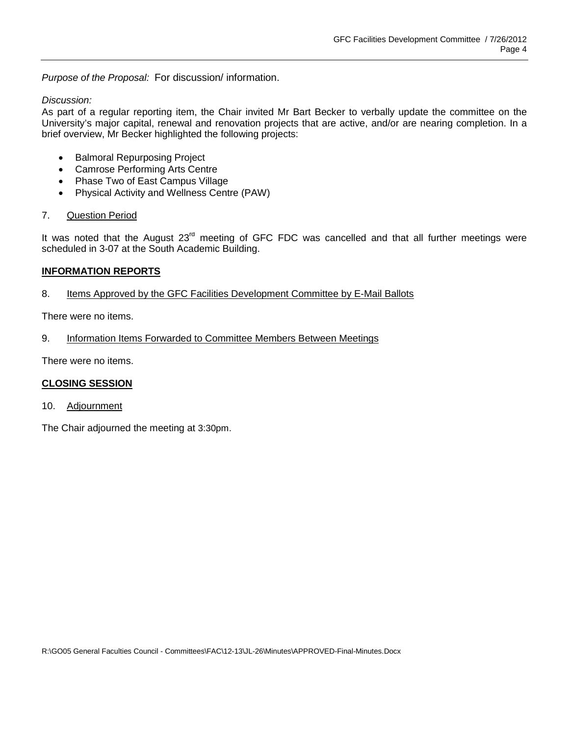*Purpose of the Proposal:* For discussion/ information.

*Discussion:*
As part of a regular reporting item, the Chair invited Mr Bart Becker to verbally update the committee on the University's major capital, renewal and renovation projects that are active, and/or are nearing completion. In a brief overview, Mr Becker highlighted the following projects:

- Balmoral Repurposing Project
- Camrose Performing Arts Centre
- Phase Two of East Campus Village
- Physical Activity and Wellness Centre (PAW)

7. Question Period

It was noted that the August 23rd meeting of GFC FDC was cancelled and that all further meetings were scheduled in 3-07 at the South Academic Building.

**INFORMATION REPORTS**

8. Items Approved by the GFC Facilities Development Committee by E-Mail Ballots

There were no items.

9. Information Items Forwarded to Committee Members Between Meetings

There were no items.

**CLOSING SESSION**

10. Adjournment

The Chair adjourned the meeting at 3:30pm.

R:\GO05 General Faculties Council - Committees\FAC\12-13\JL-26\Minutes\APPROVED-Final-Minutes.Docx